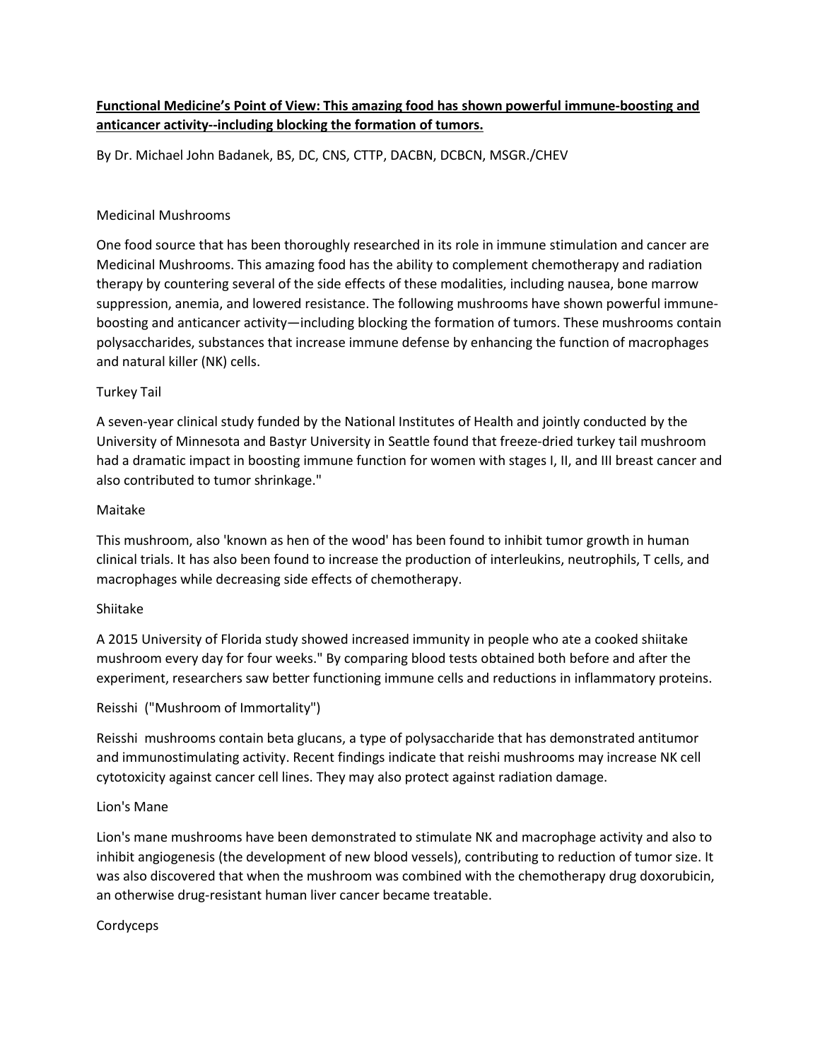**Functional Medicine's Point of View: This amazing food has shown powerful immune-boosting and anticancer activity--including blocking the formation of tumors.**

By Dr. Michael John Badanek, BS, DC, CNS, CTTP, DACBN, DCBCN, MSGR./CHEV

Medicinal Mushrooms

One food source that has been thoroughly researched in its role in immune stimulation and cancer are Medicinal Mushrooms. This amazing food has the ability to complement chemotherapy and radiation therapy by countering several of the side effects of these modalities, including nausea, bone marrow suppression, anemia, and lowered resistance. The following mushrooms have shown powerful immune-boosting and anticancer activity—including blocking the formation of tumors. These mushrooms contain polysaccharides, substances that increase immune defense by enhancing the function of macrophages and natural killer (NK) cells.

Turkey Tail

A seven-year clinical study funded by the National Institutes of Health and jointly conducted by the University of Minnesota and Bastyr University in Seattle found that freeze-dried turkey tail mushroom had a dramatic impact in boosting immune function for women with stages I, II, and III breast cancer and also contributed to tumor shrinkage."

Maitake

This mushroom, also 'known as hen of the wood' has been found to inhibit tumor growth in human clinical trials. It has also been found to increase the production of interleukins, neutrophils, T cells, and macrophages while decreasing side effects of chemotherapy.

Shiitake

A 2015 University of Florida study showed increased immunity in people who ate a cooked shiitake mushroom every day for four weeks." By comparing blood tests obtained both before and after the experiment, researchers saw better functioning immune cells and reductions in inflammatory proteins.

Reisshi ("Mushroom of Immortality")

Reisshi mushrooms contain beta glucans, a type of polysaccharide that has demonstrated antitumor and immunostimulating activity. Recent findings indicate that reishi mushrooms may increase NK cell cytotoxicity against cancer cell lines. They may also protect against radiation damage.

Lion's Mane

Lion's mane mushrooms have been demonstrated to stimulate NK and macrophage activity and also to inhibit angiogenesis (the development of new blood vessels), contributing to reduction of tumor size. It was also discovered that when the mushroom was combined with the chemotherapy drug doxorubicin, an otherwise drug-resistant human liver cancer became treatable.

Cordyceps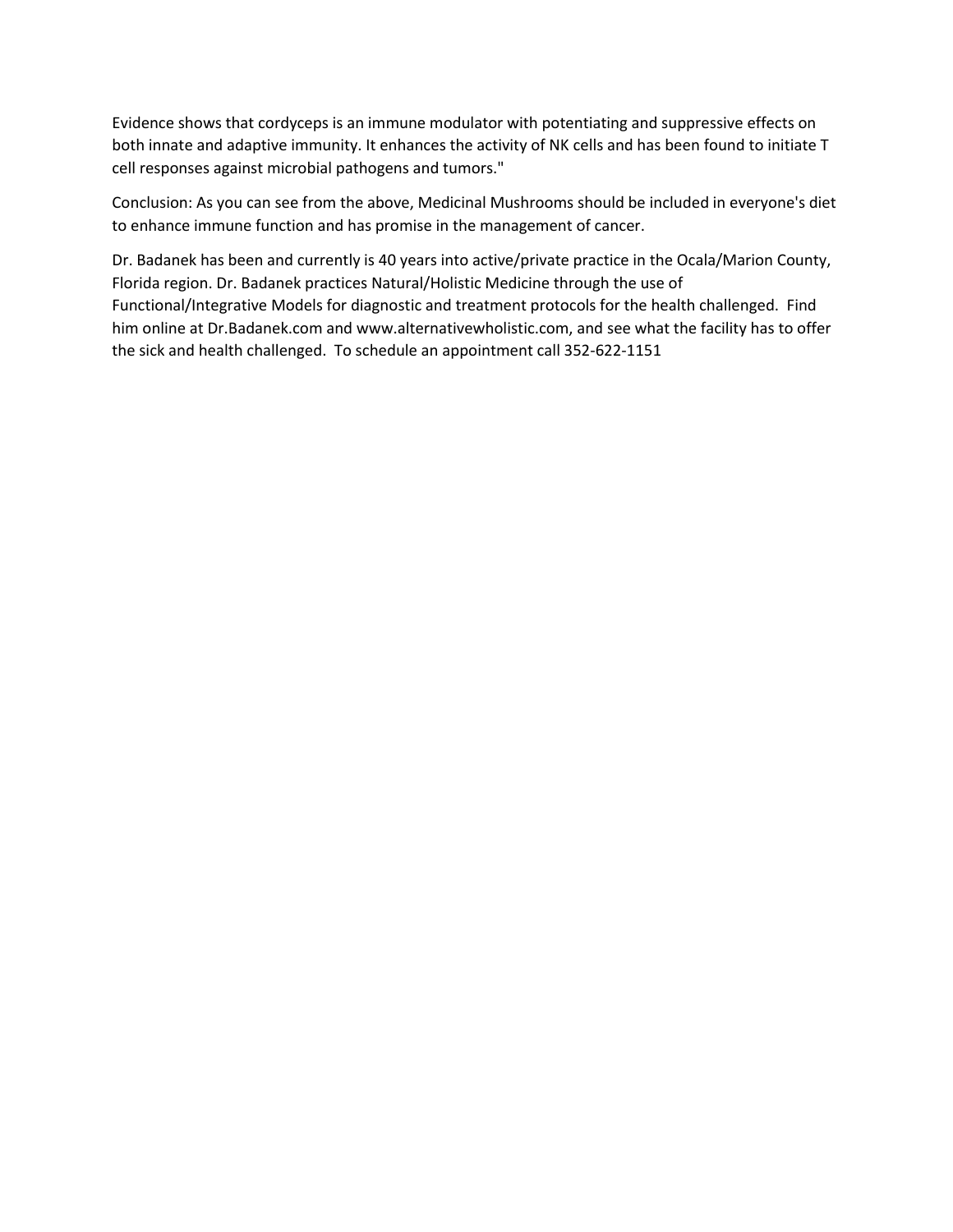Evidence shows that cordyceps is an immune modulator with potentiating and suppressive effects on both innate and adaptive immunity. It enhances the activity of NK cells and has been found to initiate T cell responses against microbial pathogens and tumors."

Conclusion: As you can see from the above, Medicinal Mushrooms should be included in everyone's diet to enhance immune function and has promise in the management of cancer.

Dr. Badanek has been and currently is 40 years into active/private practice in the Ocala/Marion County, Florida region. Dr. Badanek practices Natural/Holistic Medicine through the use of Functional/Integrative Models for diagnostic and treatment protocols for the health challenged. Find him online at Dr.Badanek.com and www.alternativewholistic.com, and see what the facility has to offer the sick and health challenged. To schedule an appointment call 352-622-1151